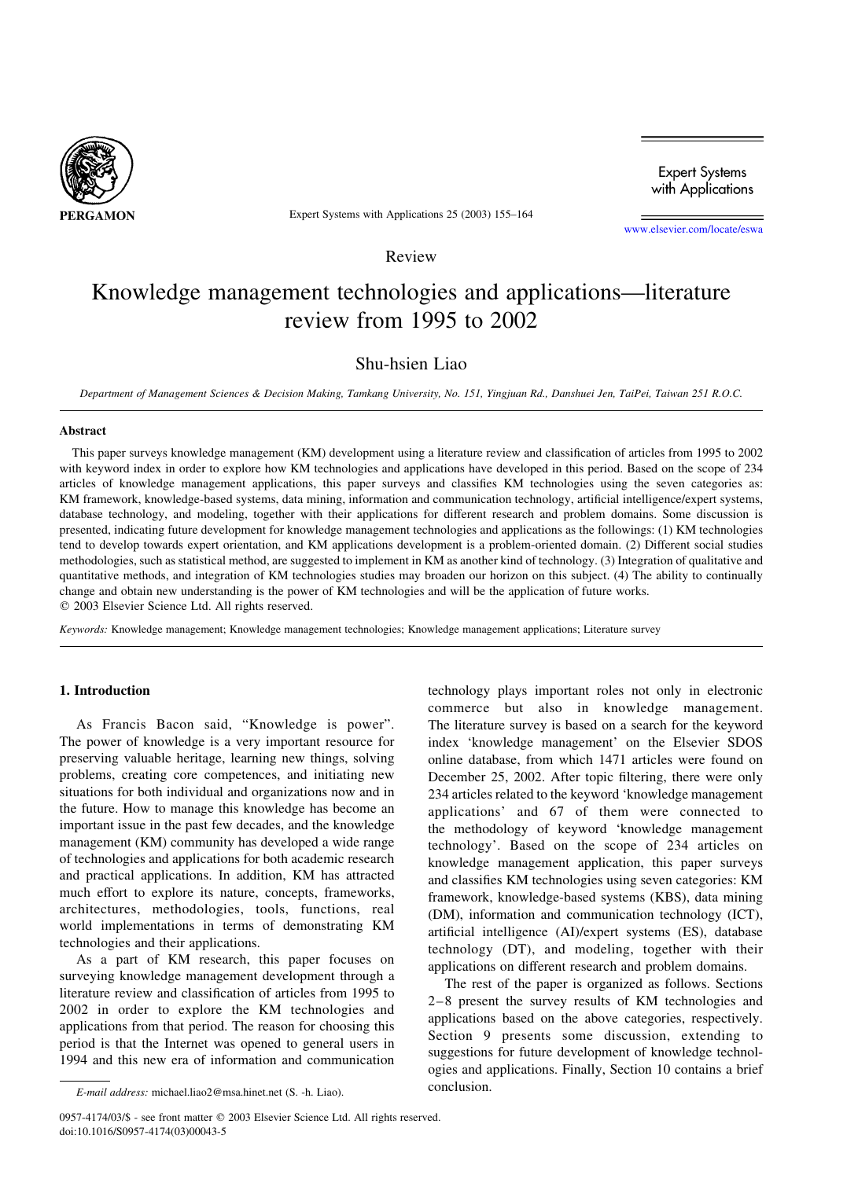Review

# Knowledge management technologies and applications—literature review from 1995 to 2002

Shu-hsien Liao

*Department of Management Sciences & Decision Making, Tamkang University, No. 151, Yingjuan Rd., Danshuei Jen, TaiPei, Taiwan 251 R.O.C.*

## Abstract

This paper surveys knowledge management (KM) development using a literature review and classification of articles from 1995 to 2002 with keyword index in order to explore how KM technologies and applications have developed in this period. Based on the scope of 234 articles of knowledge management applications, this paper surveys and classifies KM technologies using the seven categories as: KM framework, knowledge-based systems, data mining, information and communication technology, artificial intelligence/expert systems, database technology, and modeling, together with their applications for different research and problem domains. Some discussion is presented, indicating future development for knowledge management technologies and applications as the followings: (1) KM technologies tend to develop towards expert orientation, and KM applications development is a problem-oriented domain. (2) Different social studies methodologies, such as statistical method, are suggested to implement in KM as another kind of technology. (3) Integration of qualitative and quantitative methods, and integration of KM technologies studies may broaden our horizon on this subject. (4) The ability to continually change and obtain new understanding is the power of KM technologies and will be the application of future works.

© 2003 Elsevier Science Ltd. All rights reserved.

*Keywords:* Knowledge management; Knowledge management technologies; Knowledge management applications; Literature survey

## 1. Introduction

As Francis Bacon said, "Knowledge is power". The power of knowledge is a very important resource for preserving valuable heritage, learning new things, solving problems, creating core competences, and initiating new situations for both individual and organizations now and in the future. How to manage this knowledge has become an important issue in the past few decades, and the knowledge management (KM) community has developed a wide range of technologies and applications for both academic research and practical applications. In addition, KM has attracted much effort to explore its nature, concepts, frameworks, architectures, methodologies, tools, functions, real world implementations in terms of demonstrating KM technologies and their applications.

As a part of KM research, this paper focuses on surveying knowledge management development through a literature review and classification of articles from 1995 to 2002 in order to explore the KM technologies and applications from that period. The reason for choosing this period is that the Internet was opened to general users in 1994 and this new era of information and communication technology plays important roles not only in electronic commerce but also in knowledge management. The literature survey is based on a search for the keyword index 'knowledge management' on the Elsevier SDOS online database, from which 1471 articles were found on December 25, 2002. After topic filtering, there were only 234 articles related to the keyword 'knowledge management applications' and 67 of them were connected to the methodology of keyword 'knowledge management technology'. Based on the scope of 234 articles on knowledge management application, this paper surveys and classifies KM technologies using seven categories: KM framework, knowledge-based systems (KBS), data mining (DM), information and communication technology (ICT), artificial intelligence (AI)/expert systems (ES), database technology (DT), and modeling, together with their applications on different research and problem domains.

The rest of the paper is organized as follows. Sections 2–8 present the survey results of KM technologies and applications based on the above categories, respectively. Section 9 presents some discussion, extending to suggestions for future development of knowledge technologies and applications. Finally, Section 10 contains a brief conclusion.

*E-mail address:* michael.liao2@msa.hinet.net (S. -h. Liao).

0957-4174/03/$ - see front matter © 2003 Elsevier Science Ltd. All rights reserved.
doi:10.1016/S0957-4174(03)00043-5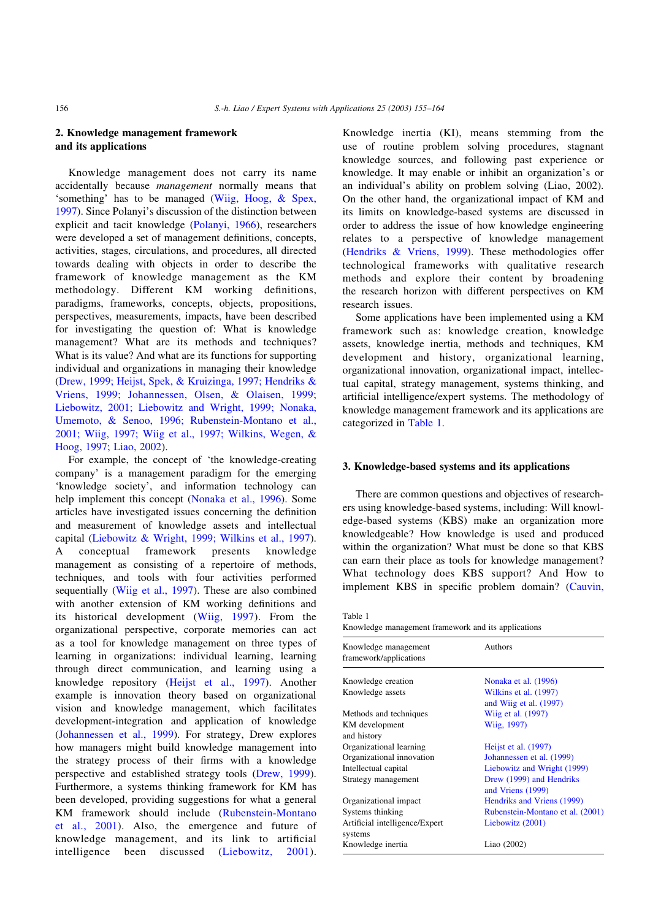## 2. Knowledge management framework and its applications

Knowledge management does not carry its name accidentally because *management* normally means that 'something' has to be managed (Wiig, Hoog, & Spex, 1997). Since Polanyi's discussion of the distinction between explicit and tacit knowledge (Polanyi, 1966), researchers were developed a set of management definitions, concepts, activities, stages, circulations, and procedures, all directed towards dealing with objects in order to describe the framework of knowledge management as the KM methodology. Different KM working definitions, paradigms, frameworks, concepts, objects, propositions, perspectives, measurements, impacts, have been described for investigating the question of: What is knowledge management? What are its methods and techniques? What is its value? And what are its functions for supporting individual and organizations in managing their knowledge (Drew, 1999; Heijst, Spek, & Kruizinga, 1997; Hendriks & Vriens, 1999; Johannessen, Olsen, & Olaisen, 1999; Liebowitz, 2001; Liebowitz and Wright, 1999; Nonaka, Umemoto, & Senoo, 1996; Rubenstein-Montano et al., 2001; Wiig, 1997; Wiig et al., 1997; Wilkins, Wegen, & Hoog, 1997; Liao, 2002).

For example, the concept of 'the knowledge-creating company' is a management paradigm for the emerging 'knowledge society', and information technology can help implement this concept (Nonaka et al., 1996). Some articles have investigated issues concerning the definition and measurement of knowledge assets and intellectual capital (Liebowitz & Wright, 1999; Wilkins et al., 1997). A conceptual framework presents knowledge management as consisting of a repertoire of methods, techniques, and tools with four activities performed sequentially (Wiig et al., 1997). These are also combined with another extension of KM working definitions and its historical development (Wiig, 1997). From the organizational perspective, corporate memories can act as a tool for knowledge management on three types of learning in organizations: individual learning, learning through direct communication, and learning using a knowledge repository (Heijst et al., 1997). Another example is innovation theory based on organizational vision and knowledge management, which facilitates development-integration and application of knowledge (Johannessen et al., 1999). For strategy, Drew explores how managers might build knowledge management into the strategy process of their firms with a knowledge perspective and established strategy tools (Drew, 1999). Furthermore, a systems thinking framework for KM has been developed, providing suggestions for what a general KM framework should include (Rubenstein-Montano et al., 2001). Also, the emergence and future of knowledge management, and its link to artificial intelligence been discussed (Liebowitz, 2001). Knowledge inertia (KI), means stemming from the use of routine problem solving procedures, stagnant knowledge sources, and following past experience or knowledge. It may enable or inhibit an organization's or an individual's ability on problem solving (Liao, 2002). On the other hand, the organizational impact of KM and its limits on knowledge-based systems are discussed in order to address the issue of how knowledge engineering relates to a perspective of knowledge management (Hendriks & Vriens, 1999). These methodologies offer technological frameworks with qualitative research methods and explore their content by broadening the research horizon with different perspectives on KM research issues.

Some applications have been implemented using a KM framework such as: knowledge creation, knowledge assets, knowledge inertia, methods and techniques, KM development and history, organizational learning, organizational innovation, organizational impact, intellectual capital, strategy management, systems thinking, and artificial intelligence/expert systems. The methodology of knowledge management framework and its applications are categorized in Table 1.

Table 1
Knowledge management framework and its applications

| Knowledge management framework/applications | Authors |
|---|---|
| Knowledge creation | Nonaka et al. (1996) |
| Knowledge assets | Wilkins et al. (1997) and Wiig et al. (1997) |
| Methods and techniques | Wiig et al. (1997) |
| KM development and history | Wiig, 1997) |
| Organizational learning | Heijst et al. (1997) |
| Organizational innovation | Johannessen et al. (1999) |
| Intellectual capital | Liebowitz and Wright (1999) |
| Strategy management | Drew (1999) and Hendriks and Vriens (1999) |
| Organizational impact | Hendriks and Vriens (1999) |
| Systems thinking | Rubenstein-Montano et al. (2001) |
| Artificial intelligence/Expert systems | Liebowitz (2001) |
| Knowledge inertia | Liao (2002) |

## 3. Knowledge-based systems and its applications

There are common questions and objectives of researchers using knowledge-based systems, including: Will knowledge-based systems (KBS) make an organization more knowledgeable? How knowledge is used and produced within the organization? What must be done so that KBS can earn their place as tools for knowledge management? What technology does KBS support? And How to implement KBS in specific problem domain? (Cauvin,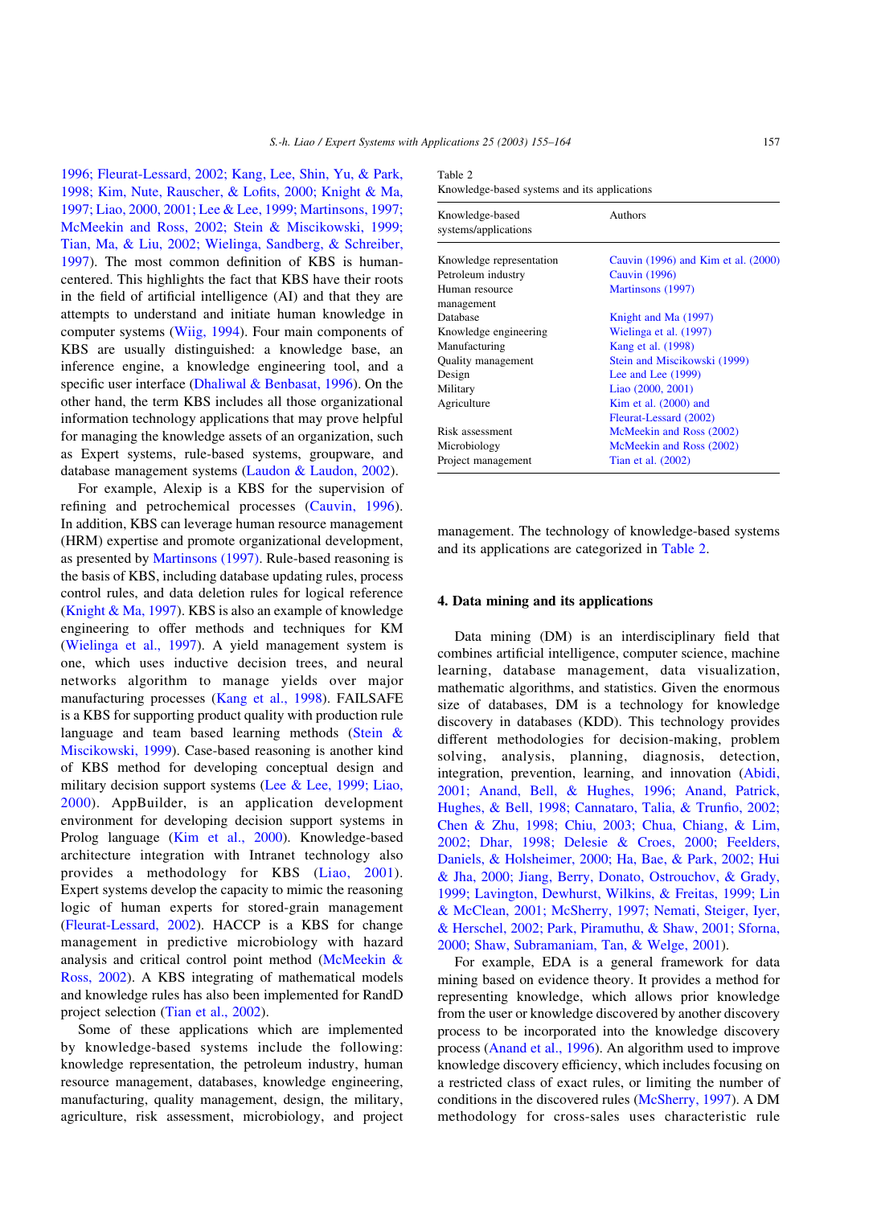1996; Fleurat-Lessard, 2002; Kang, Lee, Shin, Yu, & Park, 1998; Kim, Nute, Rauscher, & Lofits, 2000; Knight & Ma, 1997; Liao, 2000, 2001; Lee & Lee, 1999; Martinsons, 1997; McMeekin and Ross, 2002; Stein & Miscikowski, 1999; Tian, Ma, & Liu, 2002; Wielinga, Sandberg, & Schreiber, 1997). The most common definition of KBS is human-centered. This highlights the fact that KBS have their roots in the field of artificial intelligence (AI) and that they are attempts to understand and initiate human knowledge in computer systems (Wiig, 1994). Four main components of KBS are usually distinguished: a knowledge base, an inference engine, a knowledge engineering tool, and a specific user interface (Dhaliwal & Benbasat, 1996). On the other hand, the term KBS includes all those organizational information technology applications that may prove helpful for managing the knowledge assets of an organization, such as Expert systems, rule-based systems, groupware, and database management systems (Laudon & Laudon, 2002).

For example, Alexip is a KBS for the supervision of refining and petrochemical processes (Cauvin, 1996). In addition, KBS can leverage human resource management (HRM) expertise and promote organizational development, as presented by Martinsons (1997). Rule-based reasoning is the basis of KBS, including database updating rules, process control rules, and data deletion rules for logical reference (Knight & Ma, 1997). KBS is also an example of knowledge engineering to offer methods and techniques for KM (Wielinga et al., 1997). A yield management system is one, which uses inductive decision trees, and neural networks algorithm to manage yields over major manufacturing processes (Kang et al., 1998). FAILSAFE is a KBS for supporting product quality with production rule language and team based learning methods (Stein & Miscikowski, 1999). Case-based reasoning is another kind of KBS method for developing conceptual design and military decision support systems (Lee & Lee, 1999; Liao, 2000). AppBuilder, is an application development environment for developing decision support systems in Prolog language (Kim et al., 2000). Knowledge-based architecture integration with Intranet technology also provides a methodology for KBS (Liao, 2001). Expert systems develop the capacity to mimic the reasoning logic of human experts for stored-grain management (Fleurat-Lessard, 2002). HACCP is a KBS for change management in predictive microbiology with hazard analysis and critical control point method (McMeekin & Ross, 2002). A KBS integrating of mathematical models and knowledge rules has also been implemented for RandD project selection (Tian et al., 2002).

Some of these applications which are implemented by knowledge-based systems include the following: knowledge representation, the petroleum industry, human resource management, databases, knowledge engineering, manufacturing, quality management, design, the military, agriculture, risk assessment, microbiology, and project management. The technology of knowledge-based systems and its applications are categorized in Table 2.

Table 2
Knowledge-based systems and its applications

| Knowledge-based systems/applications | Authors |
|---|---|
| Knowledge representation | Cauvin (1996) and Kim et al. (2000) |
| Petroleum industry | Cauvin (1996) |
| Human resource management | Martinsons (1997) |
| Database | Knight and Ma (1997) |
| Knowledge engineering | Wielinga et al. (1997) |
| Manufacturing | Kang et al. (1998) |
| Quality management | Stein and Miscikowski (1999) |
| Design | Lee and Lee (1999) |
| Military | Liao (2000, 2001) |
| Agriculture | Kim et al. (2000) and Fleurat-Lessard (2002) |
| Risk assessment | McMeekin and Ross (2002) |
| Microbiology | McMeekin and Ross (2002) |
| Project management | Tian et al. (2002) |

## 4. Data mining and its applications

Data mining (DM) is an interdisciplinary field that combines artificial intelligence, computer science, machine learning, database management, data visualization, mathematic algorithms, and statistics. Given the enormous size of databases, DM is a technology for knowledge discovery in databases (KDD). This technology provides different methodologies for decision-making, problem solving, analysis, planning, diagnosis, detection, integration, prevention, learning, and innovation (Abidi, 2001; Anand, Bell, & Hughes, 1996; Anand, Patrick, Hughes, & Bell, 1998; Cannataro, Talia, & Trunfio, 2002; Chen & Zhu, 1998; Chiu, 2003; Chua, Chiang, & Lim, 2002; Dhar, 1998; Delesie & Croes, 2000; Feelders, Daniels, & Holsheimer, 2000; Ha, Bae, & Park, 2002; Hui & Jha, 2000; Jiang, Berry, Donato, Ostrouchov, & Grady, 1999; Lavington, Dewhurst, Wilkins, & Freitas, 1999; Lin & McClean, 2001; McSherry, 1997; Nemati, Steiger, Iyer, & Herschel, 2002; Park, Piramuthu, & Shaw, 2001; Sforna, 2000; Shaw, Subramaniam, Tan, & Welge, 2001).

For example, EDA is a general framework for data mining based on evidence theory. It provides a method for representing knowledge, which allows prior knowledge from the user or knowledge discovered by another discovery process to be incorporated into the knowledge discovery process (Anand et al., 1996). An algorithm used to improve knowledge discovery efficiency, which includes focusing on a restricted class of exact rules, or limiting the number of conditions in the discovered rules (McSherry, 1997). A DM methodology for cross-sales uses characteristic rule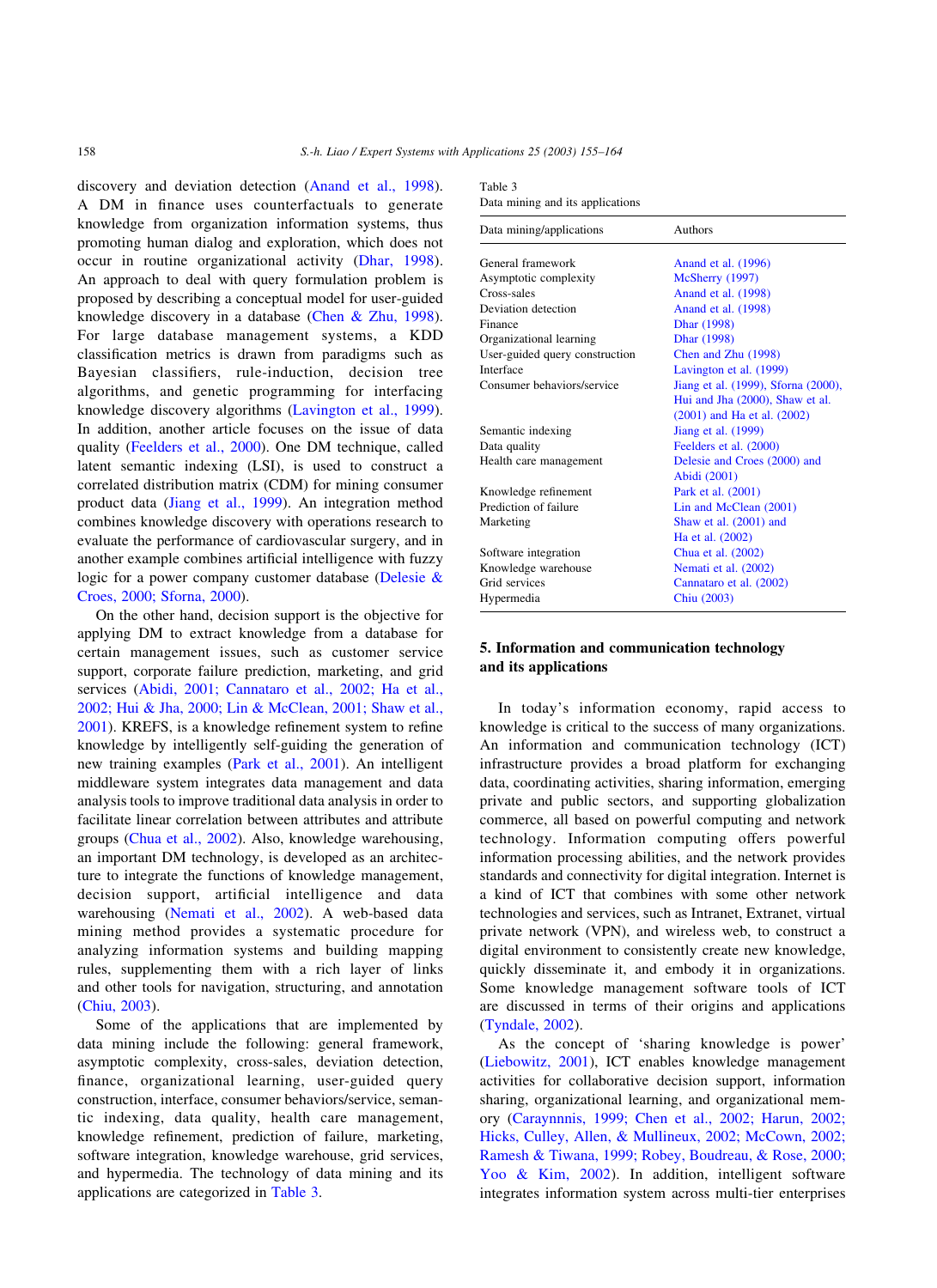discovery and deviation detection (Anand et al., 1998). A DM in finance uses counterfactuals to generate knowledge from organization information systems, thus promoting human dialog and exploration, which does not occur in routine organizational activity (Dhar, 1998). An approach to deal with query formulation problem is proposed by describing a conceptual model for user-guided knowledge discovery in a database (Chen & Zhu, 1998). For large database management systems, a KDD classification metrics is drawn from paradigms such as Bayesian classifiers, rule-induction, decision tree algorithms, and genetic programming for interfacing knowledge discovery algorithms (Lavington et al., 1999). In addition, another article focuses on the issue of data quality (Feelders et al., 2000). One DM technique, called latent semantic indexing (LSI), is used to construct a correlated distribution matrix (CDM) for mining consumer product data (Jiang et al., 1999). An integration method combines knowledge discovery with operations research to evaluate the performance of cardiovascular surgery, and in another example combines artificial intelligence with fuzzy logic for a power company customer database (Delesie & Croes, 2000; Sforna, 2000).

On the other hand, decision support is the objective for applying DM to extract knowledge from a database for certain management issues, such as customer service support, corporate failure prediction, marketing, and grid services (Abidi, 2001; Cannataro et al., 2002; Ha et al., 2002; Hui & Jha, 2000; Lin & McClean, 2001; Shaw et al., 2001). KREFS, is a knowledge refinement system to refine knowledge by intelligently self-guiding the generation of new training examples (Park et al., 2001). An intelligent middleware system integrates data management and data analysis tools to improve traditional data analysis in order to facilitate linear correlation between attributes and attribute groups (Chua et al., 2002). Also, knowledge warehousing, an important DM technology, is developed as an architecture to integrate the functions of knowledge management, decision support, artificial intelligence and data warehousing (Nemati et al., 2002). A web-based data mining method provides a systematic procedure for analyzing information systems and building mapping rules, supplementing them with a rich layer of links and other tools for navigation, structuring, and annotation (Chiu, 2003).

Some of the applications that are implemented by data mining include the following: general framework, asymptotic complexity, cross-sales, deviation detection, finance, organizational learning, user-guided query construction, interface, consumer behaviors/service, semantic indexing, data quality, health care management, knowledge refinement, prediction of failure, marketing, software integration, knowledge warehouse, grid services, and hypermedia. The technology of data mining and its applications are categorized in Table 3.

Table 3
Data mining and its applications

| Data mining/applications | Authors |
|---|---|
| General framework | Anand et al. (1996) |
| Asymptotic complexity | McSherry (1997) |
| Cross-sales | Anand et al. (1998) |
| Deviation detection | Anand et al. (1998) |
| Finance | Dhar (1998) |
| Organizational learning | Dhar (1998) |
| User-guided query construction | Chen and Zhu (1998) |
| Interface | Lavington et al. (1999) |
| Consumer behaviors/service | Jiang et al. (1999), Sforna (2000), Hui and Jha (2000), Shaw et al. (2001) and Ha et al. (2002) |
| Semantic indexing | Jiang et al. (1999) |
| Data quality | Feelders et al. (2000) |
| Health care management | Delesie and Croes (2000) and Abidi (2001) |
| Knowledge refinement | Park et al. (2001) |
| Prediction of failure | Lin and McClean (2001) |
| Marketing | Shaw et al. (2001) and Ha et al. (2002) |
| Software integration | Chua et al. (2002) |
| Knowledge warehouse | Nemati et al. (2002) |
| Grid services | Cannataro et al. (2002) |
| Hypermedia | Chiu (2003) |

## 5. Information and communication technology and its applications

In today's information economy, rapid access to knowledge is critical to the success of many organizations. An information and communication technology (ICT) infrastructure provides a broad platform for exchanging data, coordinating activities, sharing information, emerging private and public sectors, and supporting globalization commerce, all based on powerful computing and network technology. Information computing offers powerful information processing abilities, and the network provides standards and connectivity for digital integration. Internet is a kind of ICT that combines with some other network technologies and services, such as Intranet, Extranet, virtual private network (VPN), and wireless web, to construct a digital environment to consistently create new knowledge, quickly disseminate it, and embody it in organizations. Some knowledge management software tools of ICT are discussed in terms of their origins and applications (Tyndale, 2002).

As the concept of 'sharing knowledge is power' (Liebowitz, 2001), ICT enables knowledge management activities for collaborative decision support, information sharing, organizational learning, and organizational memory (Caraynnnis, 1999; Chen et al., 2002; Harun, 2002; Hicks, Culley, Allen, & Mullineux, 2002; McCown, 2002; Ramesh & Tiwana, 1999; Robey, Boudreau, & Rose, 2000; Yoo & Kim, 2002). In addition, intelligent software integrates information system across multi-tier enterprises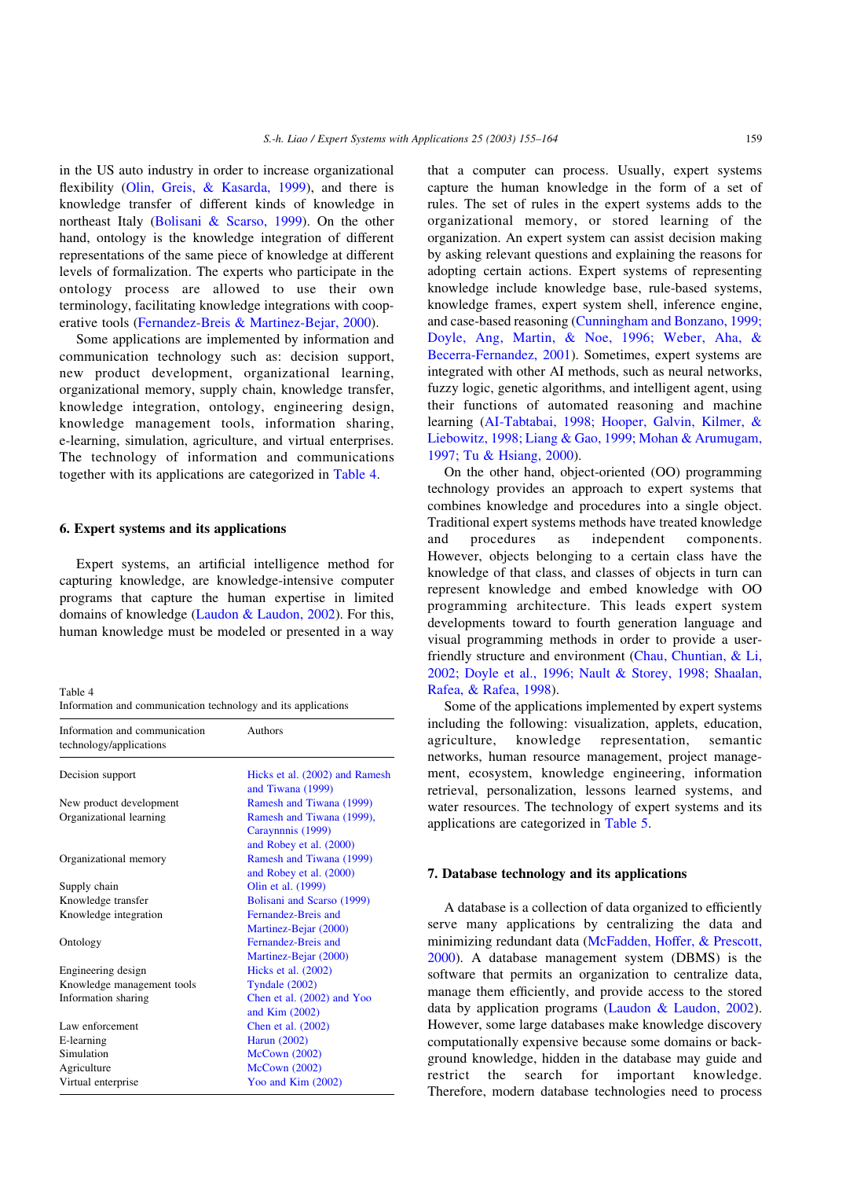in the US auto industry in order to increase organizational flexibility (Olin, Greis, & Kasarda, 1999), and there is knowledge transfer of different kinds of knowledge in northeast Italy (Bolisani & Scarso, 1999). On the other hand, ontology is the knowledge integration of different representations of the same piece of knowledge at different levels of formalization. The experts who participate in the ontology process are allowed to use their own terminology, facilitating knowledge integrations with cooperative tools (Fernandez-Breis & Martinez-Bejar, 2000).

Some applications are implemented by information and communication technology such as: decision support, new product development, organizational learning, organizational memory, supply chain, knowledge transfer, knowledge integration, ontology, engineering design, knowledge management tools, information sharing, e-learning, simulation, agriculture, and virtual enterprises. The technology of information and communications together with its applications are categorized in Table 4.

Table 4
Information and communication technology and its applications

| Information and communication technology/applications | Authors |
|---|---|
| Decision support | Hicks et al. (2002) and Ramesh and Tiwana (1999) |
| New product development | Ramesh and Tiwana (1999) |
| Organizational learning | Ramesh and Tiwana (1999), Caraynnnis (1999) and Robey et al. (2000) |
| Organizational memory | Ramesh and Tiwana (1999) and Robey et al. (2000) |
| Supply chain | Olin et al. (1999) |
| Knowledge transfer | Bolisani and Scarso (1999) |
| Knowledge integration | Fernandez-Breis and Martinez-Bejar (2000) |
| Ontology | Fernandez-Breis and Martinez-Bejar (2000) |
| Engineering design | Hicks et al. (2002) |
| Knowledge management tools | Tyndale (2002) |
| Information sharing | Chen et al. (2002) and Yoo and Kim (2002) |
| Law enforcement | Chen et al. (2002) |
| E-learning | Harun (2002) |
| Simulation | McCown (2002) |
| Agriculture | McCown (2002) |
| Virtual enterprise | Yoo and Kim (2002) |

## 6. Expert systems and its applications

Expert systems, an artificial intelligence method for capturing knowledge, are knowledge-intensive computer programs that capture the human expertise in limited domains of knowledge (Laudon & Laudon, 2002). For this, human knowledge must be modeled or presented in a way that a computer can process. Usually, expert systems capture the human knowledge in the form of a set of rules. The set of rules in the expert systems adds to the organizational memory, or stored learning of the organization. An expert system can assist decision making by asking relevant questions and explaining the reasons for adopting certain actions. Expert systems of representing knowledge include knowledge base, rule-based systems, knowledge frames, expert system shell, inference engine, and case-based reasoning (Cunningham and Bonzano, 1999; Doyle, Ang, Martin, & Noe, 1996; Weber, Aha, & Becerra-Fernandez, 2001). Sometimes, expert systems are integrated with other AI methods, such as neural networks, fuzzy logic, genetic algorithms, and intelligent agent, using their functions of automated reasoning and machine learning (AI-Tabtabai, 1998; Hooper, Galvin, Kilmer, & Liebowitz, 1998; Liang & Gao, 1999; Mohan & Arumugam, 1997; Tu & Hsiang, 2000).

On the other hand, object-oriented (OO) programming technology provides an approach to expert systems that combines knowledge and procedures into a single object. Traditional expert systems methods have treated knowledge and procedures as independent components. However, objects belonging to a certain class have the knowledge of that class, and classes of objects in turn can represent knowledge and embed knowledge with OO programming architecture. This leads expert system developments toward to fourth generation language and visual programming methods in order to provide a user-friendly structure and environment (Chau, Chuntian, & Li, 2002; Doyle et al., 1996; Nault & Storey, 1998; Shaalan, Rafea, & Rafea, 1998).

Some of the applications implemented by expert systems including the following: visualization, applets, education, agriculture, knowledge representation, semantic networks, human resource management, project management, ecosystem, knowledge engineering, information retrieval, personalization, lessons learned systems, and water resources. The technology of expert systems and its applications are categorized in Table 5.

## 7. Database technology and its applications

A database is a collection of data organized to efficiently serve many applications by centralizing the data and minimizing redundant data (McFadden, Hoffer, & Prescott, 2000). A database management system (DBMS) is the software that permits an organization to centralize data, manage them efficiently, and provide access to the stored data by application programs (Laudon & Laudon, 2002). However, some large databases make knowledge discovery computationally expensive because some domains or background knowledge, hidden in the database may guide and restrict the search for important knowledge. Therefore, modern database technologies need to process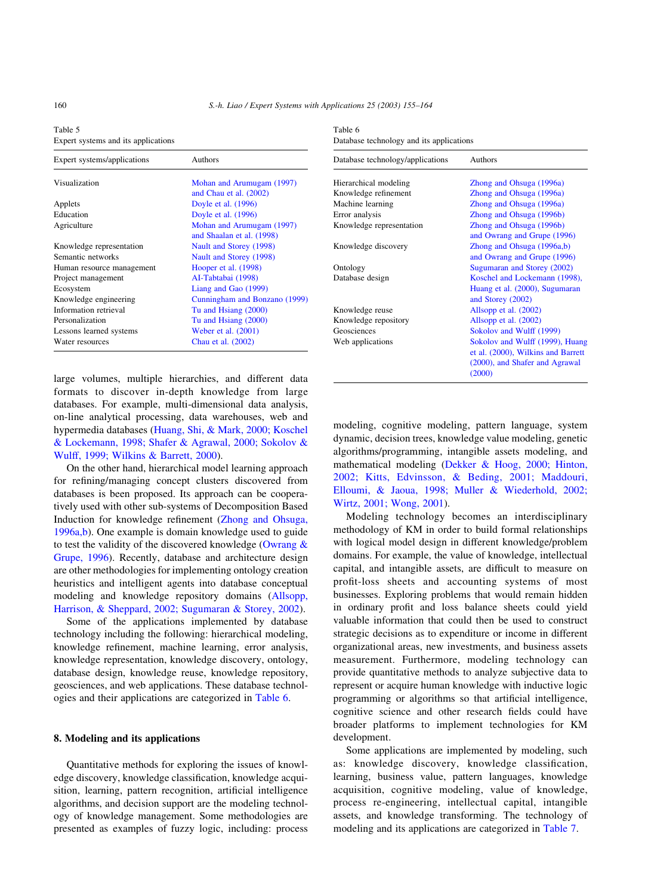Table 5
Expert systems and its applications

| Expert systems/applications | Authors |
|---|---|
| Visualization | Mohan and Arumugam (1997) and Chau et al. (2002) |
| Applets | Doyle et al. (1996) |
| Education | Doyle et al. (1996) |
| Agriculture | Mohan and Arumugam (1997) and Shaalan et al. (1998) |
| Knowledge representation | Nault and Storey (1998) |
| Semantic networks | Nault and Storey (1998) |
| Human resource management | Hooper et al. (1998) |
| Project management | Al-Tabtabai (1998) |
| Ecosystem | Liang and Gao (1999) |
| Knowledge engineering | Cunningham and Bonzano (1999) |
| Information retrieval | Tu and Hsiang (2000) |
| Personalization | Tu and Hsiang (2000) |
| Lessons learned systems | Weber et al. (2001) |
| Water resources | Chau et al. (2002) |

large volumes, multiple hierarchies, and different data formats to discover in-depth knowledge from large databases. For example, multi-dimensional data analysis, on-line analytical processing, data warehouses, web and hypermedia databases (Huang, Shi, & Mark, 2000; Koschel & Lockemann, 1998; Shafer & Agrawal, 2000; Sokolov & Wulff, 1999; Wilkins & Barrett, 2000).

On the other hand, hierarchical model learning approach for refining/managing concept clusters discovered from databases is been proposed. Its approach can be cooperatively used with other sub-systems of Decomposition Based Induction for knowledge refinement (Zhong and Ohsuga, 1996a,b). One example is domain knowledge used to guide to test the validity of the discovered knowledge (Owrang & Grupe, 1996). Recently, database and architecture design are other methodologies for implementing ontology creation heuristics and intelligent agents into database conceptual modeling and knowledge repository domains (Allsopp, Harrison, & Sheppard, 2002; Sugumaran & Storey, 2002).

Some of the applications implemented by database technology including the following: hierarchical modeling, knowledge refinement, machine learning, error analysis, knowledge representation, knowledge discovery, ontology, database design, knowledge reuse, knowledge repository, geosciences, and web applications. These database technologies and their applications are categorized in Table 6.

Table 6
Database technology and its applications

| Database technology/applications | Authors |
|---|---|
| Hierarchical modeling | Zhong and Ohsuga (1996a) |
| Knowledge refinement | Zhong and Ohsuga (1996a) |
| Machine learning | Zhong and Ohsuga (1996a) |
| Error analysis | Zhong and Ohsuga (1996b) |
| Knowledge representation | Zhong and Ohsuga (1996b) and Owrang and Grupe (1996) |
| Knowledge discovery | Zhong and Ohsuga (1996a,b) and Owrang and Grupe (1996) |
| Ontology | Sugumaran and Storey (2002) |
| Database design | Koschel and Lockemann (1998), Huang et al. (2000), Sugumaran and Storey (2002) |
| Knowledge reuse | Allsopp et al. (2002) |
| Knowledge repository | Allsopp et al. (2002) |
| Geosciences | Sokolov and Wulff (1999) |
| Web applications | Sokolov and Wulff (1999), Huang et al. (2000), Wilkins and Barrett (2000), and Shafer and Agrawal (2000) |

## 8. Modeling and its applications

Quantitative methods for exploring the issues of knowledge discovery, knowledge classification, knowledge acquisition, learning, pattern recognition, artificial intelligence algorithms, and decision support are the modeling technology of knowledge management. Some methodologies are presented as examples of fuzzy logic, including: process modeling, cognitive modeling, pattern language, system dynamic, decision trees, knowledge value modeling, genetic algorithms/programming, intangible assets modeling, and mathematical modeling (Dekker & Hoog, 2000; Hinton, 2002; Kitts, Edvinsson, & Beding, 2001; Maddouri, Elloumi, & Jaoua, 1998; Muller & Wiederhold, 2002; Wirtz, 2001; Wong, 2001).

Modeling technology becomes an interdisciplinary methodology of KM in order to build formal relationships with logical model design in different knowledge/problem domains. For example, the value of knowledge, intellectual capital, and intangible assets, are difficult to measure on profit-loss sheets and accounting systems of most businesses. Exploring problems that would remain hidden in ordinary profit and loss balance sheets could yield valuable information that could then be used to construct strategic decisions as to expenditure or income in different organizational areas, new investments, and business assets measurement. Furthermore, modeling technology can provide quantitative methods to analyze subjective data to represent or acquire human knowledge with inductive logic programming or algorithms so that artificial intelligence, cognitive science and other research fields could have broader platforms to implement technologies for KM development.

Some applications are implemented by modeling, such as: knowledge discovery, knowledge classification, learning, business value, pattern languages, knowledge acquisition, cognitive modeling, value of knowledge, process re-engineering, intellectual capital, intangible assets, and knowledge transforming. The technology of modeling and its applications are categorized in Table 7.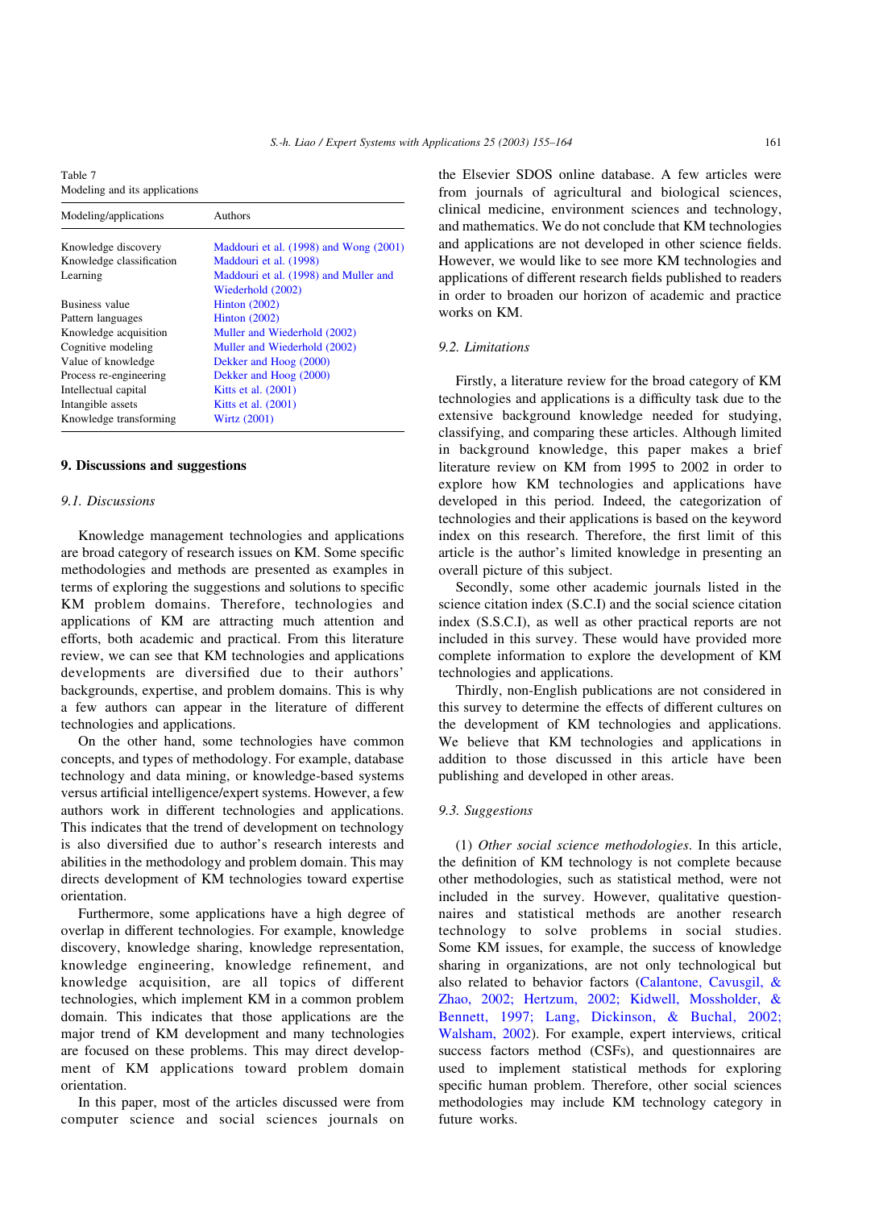Table 7
Modeling and its applications

| Modeling/applications | Authors |
|---|---|
| Knowledge discovery | Maddouri et al. (1998) and Wong (2001) |
| Knowledge classification | Maddouri et al. (1998) |
| Learning | Maddouri et al. (1998) and Muller and Wiederhold (2002) |
| Business value | Hinton (2002) |
| Pattern languages | Hinton (2002) |
| Knowledge acquisition | Muller and Wiederhold (2002) |
| Cognitive modeling | Muller and Wiederhold (2002) |
| Value of knowledge | Dekker and Hoog (2000) |
| Process re-engineering | Dekker and Hoog (2000) |
| Intellectual capital | Kitts et al. (2001) |
| Intangible assets | Kitts et al. (2001) |
| Knowledge transforming | Wirtz (2001) |

## 9. Discussions and suggestions

### 9.1. Discussions

Knowledge management technologies and applications are broad category of research issues on KM. Some specific methodologies and methods are presented as examples in terms of exploring the suggestions and solutions to specific KM problem domains. Therefore, technologies and applications of KM are attracting much attention and efforts, both academic and practical. From this literature review, we can see that KM technologies and applications developments are diversified due to their authors' backgrounds, expertise, and problem domains. This is why a few authors can appear in the literature of different technologies and applications.

On the other hand, some technologies have common concepts, and types of methodology. For example, database technology and data mining, or knowledge-based systems versus artificial intelligence/expert systems. However, a few authors work in different technologies and applications. This indicates that the trend of development on technology is also diversified due to author's research interests and abilities in the methodology and problem domain. This may directs development of KM technologies toward expertise orientation.

Furthermore, some applications have a high degree of overlap in different technologies. For example, knowledge discovery, knowledge sharing, knowledge representation, knowledge engineering, knowledge refinement, and knowledge acquisition, are all topics of different technologies, which implement KM in a common problem domain. This indicates that those applications are the major trend of KM development and many technologies are focused on these problems. This may direct development of KM applications toward problem domain orientation.

In this paper, most of the articles discussed were from computer science and social sciences journals on the Elsevier SDOS online database. A few articles were from journals of agricultural and biological sciences, clinical medicine, environment sciences and technology, and mathematics. We do not conclude that KM technologies and applications are not developed in other science fields. However, we would like to see more KM technologies and applications of different research fields published to readers in order to broaden our horizon of academic and practice works on KM.

### 9.2. Limitations

Firstly, a literature review for the broad category of KM technologies and applications is a difficulty task due to the extensive background knowledge needed for studying, classifying, and comparing these articles. Although limited in background knowledge, this paper makes a brief literature review on KM from 1995 to 2002 in order to explore how KM technologies and applications have developed in this period. Indeed, the categorization of technologies and their applications is based on the keyword index on this research. Therefore, the first limit of this article is the author's limited knowledge in presenting an overall picture of this subject.

Secondly, some other academic journals listed in the science citation index (S.C.I) and the social science citation index (S.S.C.I), as well as other practical reports are not included in this survey. These would have provided more complete information to explore the development of KM technologies and applications.

Thirdly, non-English publications are not considered in this survey to determine the effects of different cultures on the development of KM technologies and applications. We believe that KM technologies and applications in addition to those discussed in this article have been publishing and developed in other areas.

### 9.3. Suggestions

(1) *Other social science methodologies*. In this article, the definition of KM technology is not complete because other methodologies, such as statistical method, were not included in the survey. However, qualitative questionnaires and statistical methods are another research technology to solve problems in social studies. Some KM issues, for example, the success of knowledge sharing in organizations, are not only technological but also related to behavior factors (Calantone, Cavusgil, & Zhao, 2002; Hertzum, 2002; Kidwell, Mossholder, & Bennett, 1997; Lang, Dickinson, & Buchal, 2002; Walsham, 2002). For example, expert interviews, critical success factors method (CSFs), and questionnaires are used to implement statistical methods for exploring specific human problem. Therefore, other social sciences methodologies may include KM technology category in future works.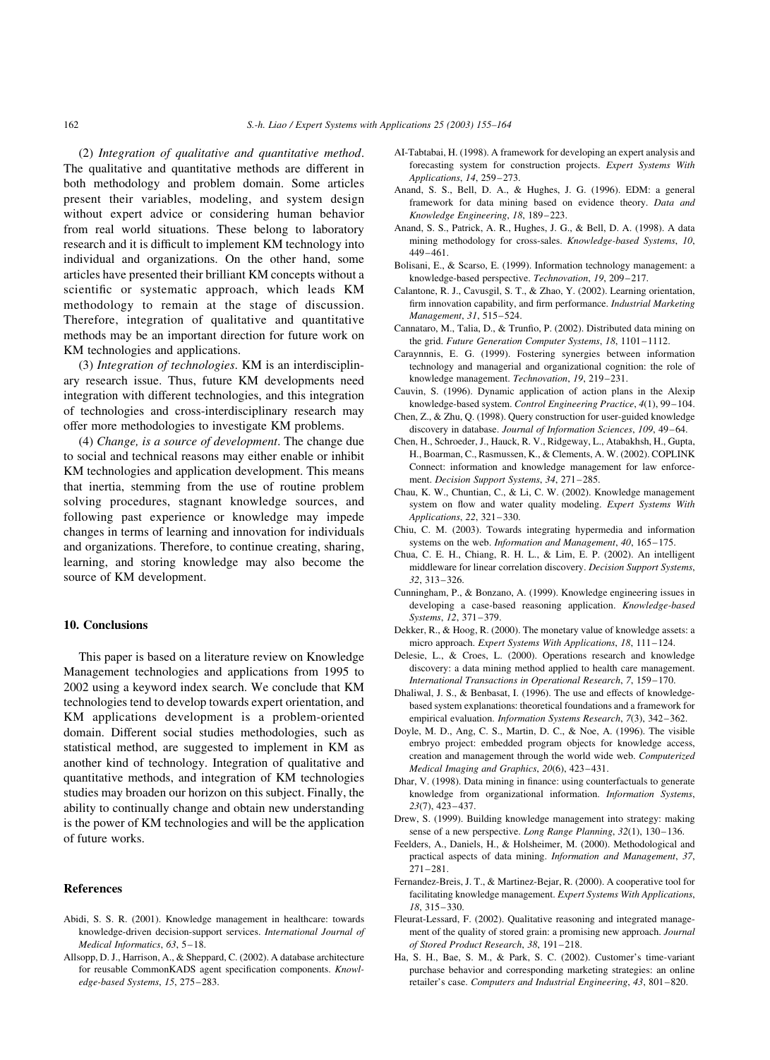(2) *Integration of qualitative and quantitative method*. The qualitative and quantitative methods are different in both methodology and problem domain. Some articles present their variables, modeling, and system design without expert advice or considering human behavior from real world situations. These belong to laboratory research and it is difficult to implement KM technology into individual and organizations. On the other hand, some articles have presented their brilliant KM concepts without a scientific or systematic approach, which leads KM methodology to remain at the stage of discussion. Therefore, integration of qualitative and quantitative methods may be an important direction for future work on KM technologies and applications.

(3) *Integration of technologies*. KM is an interdisciplinary research issue. Thus, future KM developments need integration with different technologies, and this integration of technologies and cross-interdisciplinary research may offer more methodologies to investigate KM problems.

(4) *Change, is a source of development*. The change due to social and technical reasons may either enable or inhibit KM technologies and application development. This means that inertia, stemming from the use of routine problem solving procedures, stagnant knowledge sources, and following past experience or knowledge may impede changes in terms of learning and innovation for individuals and organizations. Therefore, to continue creating, sharing, learning, and storing knowledge may also become the source of KM development.

## 10. Conclusions

This paper is based on a literature review on Knowledge Management technologies and applications from 1995 to 2002 using a keyword index search. We conclude that KM technologies tend to develop towards expert orientation, and KM applications development is a problem-oriented domain. Different social studies methodologies, such as statistical method, are suggested to implement in KM as another kind of technology. Integration of qualitative and quantitative methods, and integration of KM technologies studies may broaden our horizon on this subject. Finally, the ability to continually change and obtain new understanding is the power of KM technologies and will be the application of future works.

## References

Abidi, S. S. R. (2001). Knowledge management in healthcare: towards knowledge-driven decision-support services. *International Journal of Medical Informatics*, *63*, 5–18.

Allsopp, D. J., Harrison, A., & Sheppard, C. (2002). A database architecture for reusable CommonKADS agent specification components. *Knowledge-based Systems*, *15*, 275–283.

AI-Tabtabai, H. (1998). A framework for developing an expert analysis and forecasting system for construction projects. *Expert Systems With Applications*, *14*, 259–273.

Anand, S. S., Bell, D. A., & Hughes, J. G. (1996). EDM: a general framework for data mining based on evidence theory. *Data and Knowledge Engineering*, *18*, 189–223.

Anand, S. S., Patrick, A. R., Hughes, J. G., & Bell, D. A. (1998). A data mining methodology for cross-sales. *Knowledge-based Systems*, *10*, 449–461.

Bolisani, E., & Scarso, E. (1999). Information technology management: a knowledge-based perspective. *Technovation*, *19*, 209–217.

Calantone, R. J., Cavusgil, S. T., & Zhao, Y. (2002). Learning orientation, firm innovation capability, and firm performance. *Industrial Marketing Management*, *31*, 515–524.

Cannataro, M., Talia, D., & Trunfio, P. (2002). Distributed data mining on the grid. *Future Generation Computer Systems*, *18*, 1101–1112.

Caraynnnis, E. G. (1999). Fostering synergies between information technology and managerial and organizational cognition: the role of knowledge management. *Technovation*, *19*, 219–231.

Cauvin, S. (1996). Dynamic application of action plans in the Alexip knowledge-based system. *Control Engineering Practice*, *4*(1), 99–104.

Chen, Z., & Zhu, Q. (1998). Query construction for user-guided knowledge discovery in database. *Journal of Information Sciences*, *109*, 49–64.

Chen, H., Schroeder, J., Hauck, R. V., Ridgeway, L., Atabakhsh, H., Gupta, H., Boarman, C., Rasmussen, K., & Clements, A. W. (2002). COPLINK Connect: information and knowledge management for law enforcement. *Decision Support Systems*, *34*, 271–285.

Chau, K. W., Chuntian, C., & Li, C. W. (2002). Knowledge management system on flow and water quality modeling. *Expert Systems With Applications*, *22*, 321–330.

Chiu, C. M. (2003). Towards integrating hypermedia and information systems on the web. *Information and Management*, *40*, 165–175.

Chua, C. E. H., Chiang, R. H. L., & Lim, E. P. (2002). An intelligent middleware for linear correlation discovery. *Decision Support Systems*, *32*, 313–326.

Cunningham, P., & Bonzano, A. (1999). Knowledge engineering issues in developing a case-based reasoning application. *Knowledge-based Systems*, *12*, 371–379.

Dekker, R., & Hoog, R. (2000). The monetary value of knowledge assets: a micro approach. *Expert Systems With Applications*, *18*, 111–124.

Delesie, L., & Croes, L. (2000). Operations research and knowledge discovery: a data mining method applied to health care management. *International Transactions in Operational Research*, *7*, 159–170.

Dhaliwal, J. S., & Benbasat, I. (1996). The use and effects of knowledge-based system explanations: theoretical foundations and a framework for empirical evaluation. *Information Systems Research*, *7*(3), 342–362.

Doyle, M. D., Ang, C. S., Martin, D. C., & Noe, A. (1996). The visible embryo project: embedded program objects for knowledge access, creation and management through the world wide web. *Computerized Medical Imaging and Graphics*, *20*(6), 423–431.

Dhar, V. (1998). Data mining in finance: using counterfactuals to generate knowledge from organizational information. *Information Systems*, *23*(7), 423–437.

Drew, S. (1999). Building knowledge management into strategy: making sense of a new perspective. *Long Range Planning*, *32*(1), 130–136.

Feelders, A., Daniels, H., & Holsheimer, M. (2000). Methodological and practical aspects of data mining. *Information and Management*, *37*, 271–281.

Fernandez-Breis, J. T., & Martinez-Bejar, R. (2000). A cooperative tool for facilitating knowledge management. *Expert Systems With Applications*, *18*, 315–330.

Fleurat-Lessard, F. (2002). Qualitative reasoning and integrated management of the quality of stored grain: a promising new approach. *Journal of Stored Product Research*, *38*, 191–218.

Ha, S. H., Bae, S. M., & Park, S. C. (2002). Customer's time-variant purchase behavior and corresponding marketing strategies: an online retailer's case. *Computers and Industrial Engineering*, *43*, 801–820.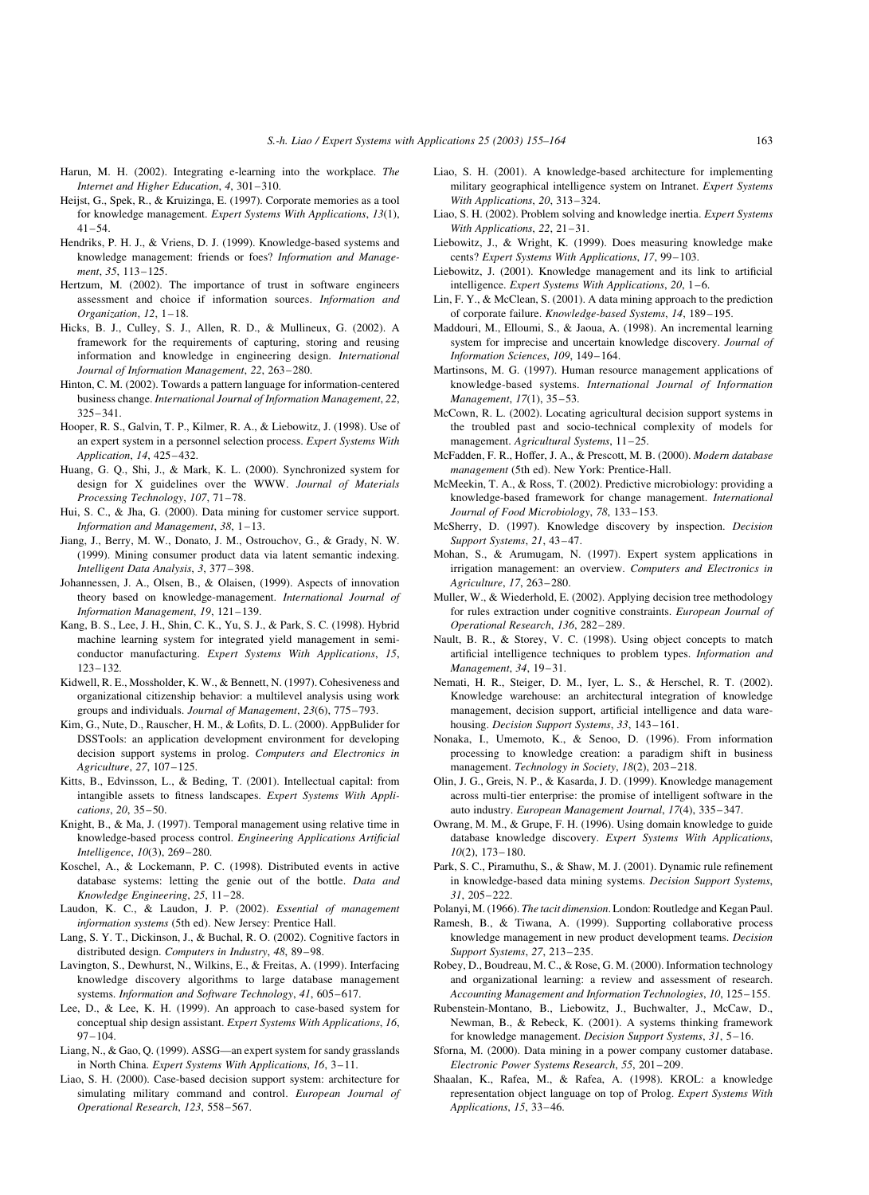Harun, M. H. (2002). Integrating e-learning into the workplace. *The Internet and Higher Education*, *4*, 301–310.

Heijst, G., Spek, R., & Kruizinga, E. (1997). Corporate memories as a tool for knowledge management. *Expert Systems With Applications*, *13*(1), 41–54.

Hendriks, P. H. J., & Vriens, D. J. (1999). Knowledge-based systems and knowledge management: friends or foes? *Information and Management*, *35*, 113–125.

Hertzum, M. (2002). The importance of trust in software engineers assessment and choice if information sources. *Information and Organization*, *12*, 1–18.

Hicks, B. J., Culley, S. J., Allen, R. D., & Mullineux, G. (2002). A framework for the requirements of capturing, storing and reusing information and knowledge in engineering design. *International Journal of Information Management*, *22*, 263–280.

Hinton, C. M. (2002). Towards a pattern language for information-centered business change. *International Journal of Information Management*, *22*, 325–341.

Hooper, R. S., Galvin, T. P., Kilmer, R. A., & Liebowitz, J. (1998). Use of an expert system in a personnel selection process. *Expert Systems With Application*, *14*, 425–432.

Huang, G. Q., Shi, J., & Mark, K. L. (2000). Synchronized system for design for X guidelines over the WWW. *Journal of Materials Processing Technology*, *107*, 71–78.

Hui, S. C., & Jha, G. (2000). Data mining for customer service support. *Information and Management*, *38*, 1–13.

Jiang, J., Berry, M. W., Donato, J. M., Ostrouchov, G., & Grady, N. W. (1999). Mining consumer product data via latent semantic indexing. *Intelligent Data Analysis*, *3*, 377–398.

Johannessen, J. A., Olsen, B., & Olaisen, (1999). Aspects of innovation theory based on knowledge-management. *International Journal of Information Management*, *19*, 121–139.

Kang, B. S., Lee, J. H., Shin, C. K., Yu, S. J., & Park, S. C. (1998). Hybrid machine learning system for integrated yield management in semiconductor manufacturing. *Expert Systems With Applications*, *15*, 123–132.

Kidwell, R. E., Mossholder, K. W., & Bennett, N. (1997). Cohesiveness and organizational citizenship behavior: a multilevel analysis using work groups and individuals. *Journal of Management*, *23*(6), 775–793.

Kim, G., Nute, D., Rauscher, H. M., & Lofits, D. L. (2000). AppBulider for DSSTools: an application development environment for developing decision support systems in prolog. *Computers and Electronics in Agriculture*, *27*, 107–125.

Kitts, B., Edvinsson, L., & Beding, T. (2001). Intellectual capital: from intangible assets to fitness landscapes. *Expert Systems With Applications*, *20*, 35–50.

Knight, B., & Ma, J. (1997). Temporal management using relative time in knowledge-based process control. *Engineering Applications Artificial Intelligence*, *10*(3), 269–280.

Koschel, A., & Lockemann, P. C. (1998). Distributed events in active database systems: letting the genie out of the bottle. *Data and Knowledge Engineering*, *25*, 11–28.

Laudon, K. C., & Laudon, J. P. (2002). *Essential of management information systems* (5th ed). New Jersey: Prentice Hall.

Lang, S. Y. T., Dickinson, J., & Buchal, R. O. (2002). Cognitive factors in distributed design. *Computers in Industry*, *48*, 89–98.

Lavington, S., Dewhurst, N., Wilkins, E., & Freitas, A. (1999). Interfacing knowledge discovery algorithms to large database management systems. *Information and Software Technology*, *41*, 605–617.

Lee, D., & Lee, K. H. (1999). An approach to case-based system for conceptual ship design assistant. *Expert Systems With Applications*, *16*, 97–104.

Liang, N., & Gao, Q. (1999). ASSG—an expert system for sandy grasslands in North China. *Expert Systems With Applications*, *16*, 3–11.

Liao, S. H. (2000). Case-based decision support system: architecture for simulating military command and control. *European Journal of Operational Research*, *123*, 558–567.

Liao, S. H. (2001). A knowledge-based architecture for implementing military geographical intelligence system on Intranet. *Expert Systems With Applications*, *20*, 313–324.

Liao, S. H. (2002). Problem solving and knowledge inertia. *Expert Systems With Applications*, *22*, 21–31.

Liebowitz, J., & Wright, K. (1999). Does measuring knowledge make cents? *Expert Systems With Applications*, *17*, 99–103.

Liebowitz, J. (2001). Knowledge management and its link to artificial intelligence. *Expert Systems With Applications*, *20*, 1–6.

Lin, F. Y., & McClean, S. (2001). A data mining approach to the prediction of corporate failure. *Knowledge-based Systems*, *14*, 189–195.

Maddouri, M., Elloumi, S., & Jaoua, A. (1998). An incremental learning system for imprecise and uncertain knowledge discovery. *Journal of Information Sciences*, *109*, 149–164.

Martinsons, M. G. (1997). Human resource management applications of knowledge-based systems. *International Journal of Information Management*, *17*(1), 35–53.

McCown, R. L. (2002). Locating agricultural decision support systems in the troubled past and socio-technical complexity of models for management. *Agricultural Systems*, 11–25.

McFadden, F. R., Hoffer, J. A., & Prescott, M. B. (2000). *Modern database management* (5th ed). New York: Prentice-Hall.

McMeekin, T. A., & Ross, T. (2002). Predictive microbiology: providing a knowledge-based framework for change management. *International Journal of Food Microbiology*, *78*, 133–153.

McSherry, D. (1997). Knowledge discovery by inspection. *Decision Support Systems*, *21*, 43–47.

Mohan, S., & Arumugam, N. (1997). Expert system applications in irrigation management: an overview. *Computers and Electronics in Agriculture*, *17*, 263–280.

Muller, W., & Wiederhold, E. (2002). Applying decision tree methodology for rules extraction under cognitive constraints. *European Journal of Operational Research*, *136*, 282–289.

Nault, B. R., & Storey, V. C. (1998). Using object concepts to match artificial intelligence techniques to problem types. *Information and Management*, *34*, 19–31.

Nemati, H. R., Steiger, D. M., Iyer, L. S., & Herschel, R. T. (2002). Knowledge warehouse: an architectural integration of knowledge management, decision support, artificial intelligence and data warehousing. *Decision Support Systems*, *33*, 143–161.

Nonaka, I., Umemoto, K., & Senoo, D. (1996). From information processing to knowledge creation: a paradigm shift in business management. *Technology in Society*, *18*(2), 203–218.

Olin, J. G., Greis, N. P., & Kasarda, J. D. (1999). Knowledge management across multi-tier enterprise: the promise of intelligent software in the auto industry. *European Management Journal*, *17*(4), 335–347.

Owrang, M. M., & Grupe, F. H. (1996). Using domain knowledge to guide database knowledge discovery. *Expert Systems With Applications*, *10*(2), 173–180.

Park, S. C., Piramuthu, S., & Shaw, M. J. (2001). Dynamic rule refinement in knowledge-based data mining systems. *Decision Support Systems*, *31*, 205–222.

Polanyi, M. (1966). *The tacit dimension*. London: Routledge and Kegan Paul.

Ramesh, B., & Tiwana, A. (1999). Supporting collaborative process knowledge management in new product development teams. *Decision Support Systems*, *27*, 213–235.

Robey, D., Boudreau, M. C., & Rose, G. M. (2000). Information technology and organizational learning: a review and assessment of research. *Accounting Management and Information Technologies*, *10*, 125–155.

Rubenstein-Montano, B., Liebowitz, J., Buchwalter, J., McCaw, D., Newman, B., & Rebeck, K. (2001). A systems thinking framework for knowledge management. *Decision Support Systems*, *31*, 5–16.

Sforna, M. (2000). Data mining in a power company customer database. *Electronic Power Systems Research*, *55*, 201–209.

Shaalan, K., Rafea, M., & Rafea, A. (1998). KROL: a knowledge representation object language on top of Prolog. *Expert Systems With Applications*, *15*, 33–46.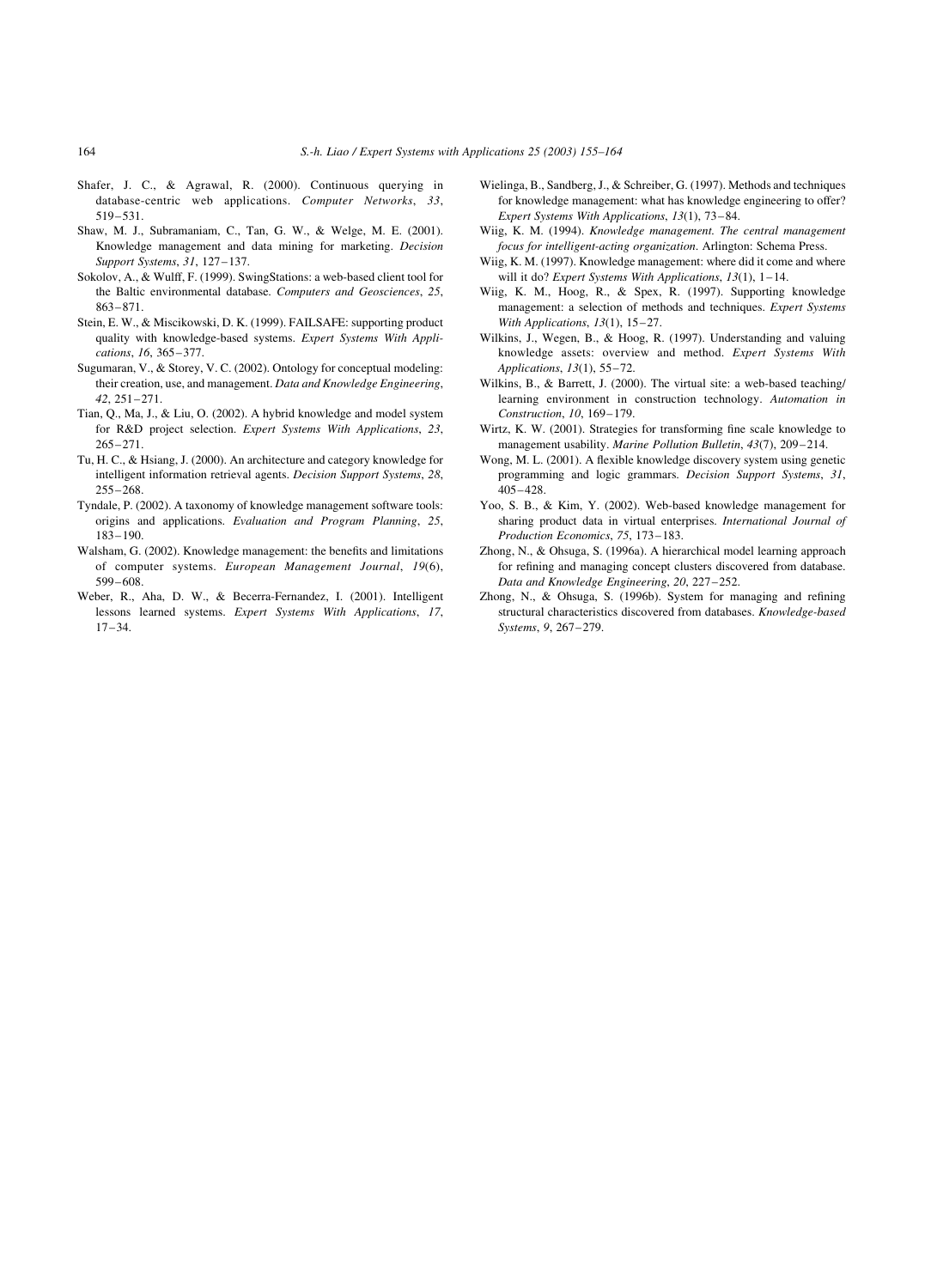Shafer, J. C., & Agrawal, R. (2000). Continuous querying in database-centric web applications. *Computer Networks*, *33*, 519–531.

Shaw, M. J., Subramaniam, C., Tan, G. W., & Welge, M. E. (2001). Knowledge management and data mining for marketing. *Decision Support Systems*, *31*, 127–137.

Sokolov, A., & Wulff, F. (1999). SwingStations: a web-based client tool for the Baltic environmental database. *Computers and Geosciences*, *25*, 863–871.

Stein, E. W., & Miscikowski, D. K. (1999). FAILSAFE: supporting product quality with knowledge-based systems. *Expert Systems With Applications*, *16*, 365–377.

Sugumaran, V., & Storey, V. C. (2002). Ontology for conceptual modeling: their creation, use, and management. *Data and Knowledge Engineering*, *42*, 251–271.

Tian, Q., Ma, J., & Liu, O. (2002). A hybrid knowledge and model system for R&D project selection. *Expert Systems With Applications*, *23*, 265–271.

Tu, H. C., & Hsiang, J. (2000). An architecture and category knowledge for intelligent information retrieval agents. *Decision Support Systems*, *28*, 255–268.

Tyndale, P. (2002). A taxonomy of knowledge management software tools: origins and applications. *Evaluation and Program Planning*, *25*, 183–190.

Walsham, G. (2002). Knowledge management: the benefits and limitations of computer systems. *European Management Journal*, *19*(6), 599–608.

Weber, R., Aha, D. W., & Becerra-Fernandez, I. (2001). Intelligent lessons learned systems. *Expert Systems With Applications*, *17*, 17–34.

Wielinga, B., Sandberg, J., & Schreiber, G. (1997). Methods and techniques for knowledge management: what has knowledge engineering to offer? *Expert Systems With Applications*, *13*(1), 73–84.

Wiig, K. M. (1994). *Knowledge management. The central management focus for intelligent-acting organization*. Arlington: Schema Press.

Wiig, K. M. (1997). Knowledge management: where did it come and where will it do? *Expert Systems With Applications*, *13*(1), 1–14.

Wiig, K. M., Hoog, R., & Spex, R. (1997). Supporting knowledge management: a selection of methods and techniques. *Expert Systems With Applications*, *13*(1), 15–27.

Wilkins, J., Wegen, B., & Hoog, R. (1997). Understanding and valuing knowledge assets: overview and method. *Expert Systems With Applications*, *13*(1), 55–72.

Wilkins, B., & Barrett, J. (2000). The virtual site: a web-based teaching/learning environment in construction technology. *Automation in Construction*, *10*, 169–179.

Wirtz, K. W. (2001). Strategies for transforming fine scale knowledge to management usability. *Marine Pollution Bulletin*, *43*(7), 209–214.

Wong, M. L. (2001). A flexible knowledge discovery system using genetic programming and logic grammars. *Decision Support Systems*, *31*, 405–428.

Yoo, S. B., & Kim, Y. (2002). Web-based knowledge management for sharing product data in virtual enterprises. *International Journal of Production Economics*, *75*, 173–183.

Zhong, N., & Ohsuga, S. (1996a). A hierarchical model learning approach for refining and managing concept clusters discovered from database. *Data and Knowledge Engineering*, *20*, 227–252.

Zhong, N., & Ohsuga, S. (1996b). System for managing and refining structural characteristics discovered from databases. *Knowledge-based Systems*, *9*, 267–279.